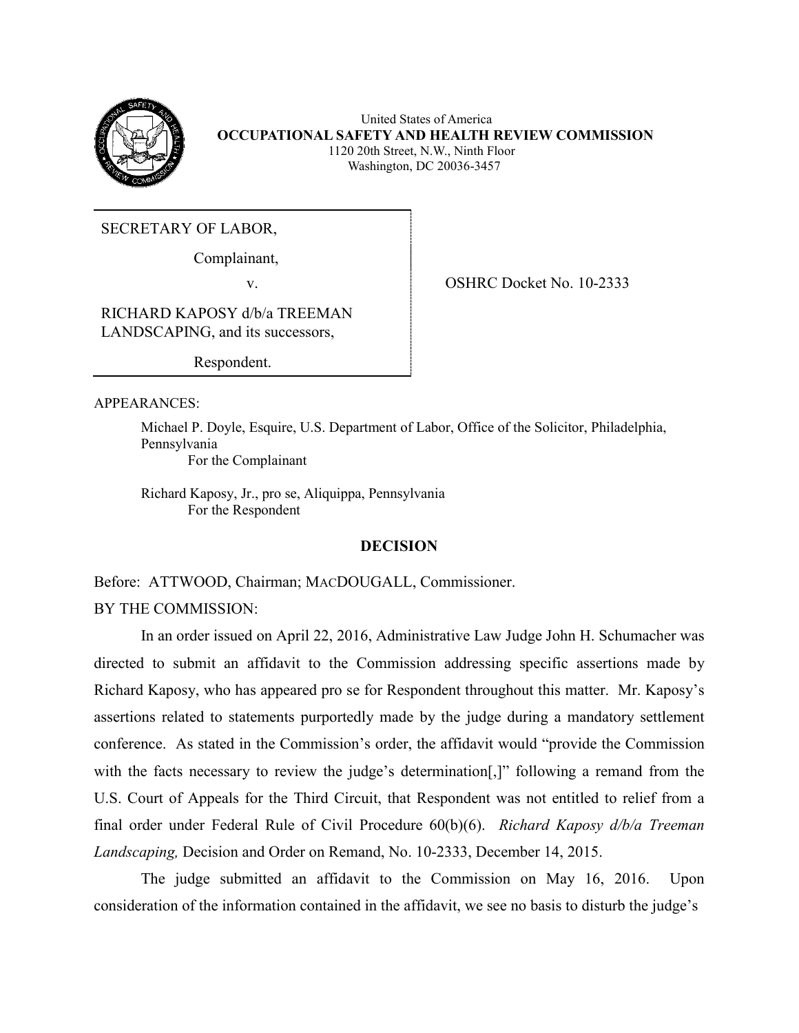United States of America

**OCCUPATIONAL SAFETY AND HEALTH REVIEW COMMISSION**

1120 20th Street, N.W., Ninth Floor

Washington, DC 20036-3457

SECRETARY OF LABOR,

Complainant,

v.

RICHARD KAPOSY d/b/a TREEMAN LANDSCAPING, and its successors,

Respondent.

OSHRC Docket No. 10-2333

APPEARANCES:

Michael P. Doyle, Esquire, U.S. Department of Labor, Office of the Solicitor, Philadelphia, Pennsylvania
For the Complainant

Richard Kaposy, Jr., pro se, Aliquippa, Pennsylvania
For the Respondent

## DECISION

Before: ATTWOOD, Chairman; MACDOUGALL, Commissioner.

BY THE COMMISSION:

In an order issued on April 22, 2016, Administrative Law Judge John H. Schumacher was directed to submit an affidavit to the Commission addressing specific assertions made by Richard Kaposy, who has appeared pro se for Respondent throughout this matter. Mr. Kaposy's assertions related to statements purportedly made by the judge during a mandatory settlement conference. As stated in the Commission's order, the affidavit would "provide the Commission with the facts necessary to review the judge's determination[,]" following a remand from the U.S. Court of Appeals for the Third Circuit, that Respondent was not entitled to relief from a final order under Federal Rule of Civil Procedure 60(b)(6). *Richard Kaposy d/b/a Treeman Landscaping,* Decision and Order on Remand, No. 10-2333, December 14, 2015.

The judge submitted an affidavit to the Commission on May 16, 2016. Upon consideration of the information contained in the affidavit, we see no basis to disturb the judge's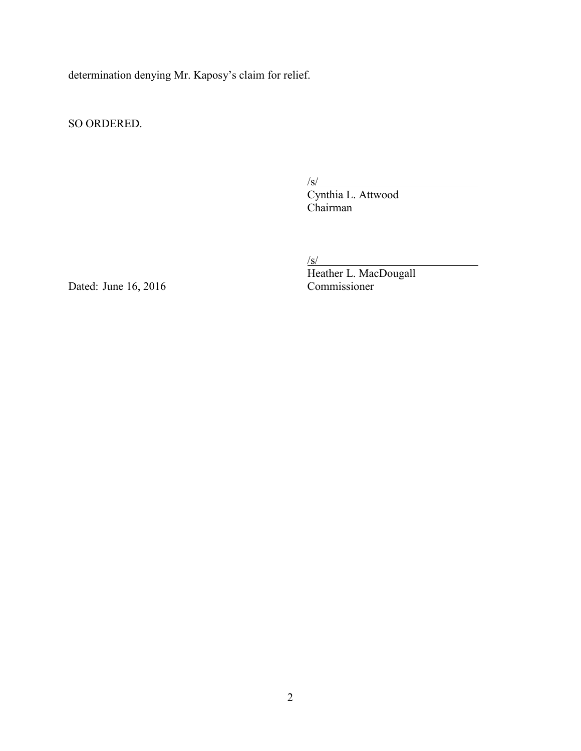determination denying Mr. Kaposy's claim for relief.

SO ORDERED.

/s/
Cynthia L. Attwood
Chairman

/s/
Heather L. MacDougall
Commissioner

Dated: June 16, 2016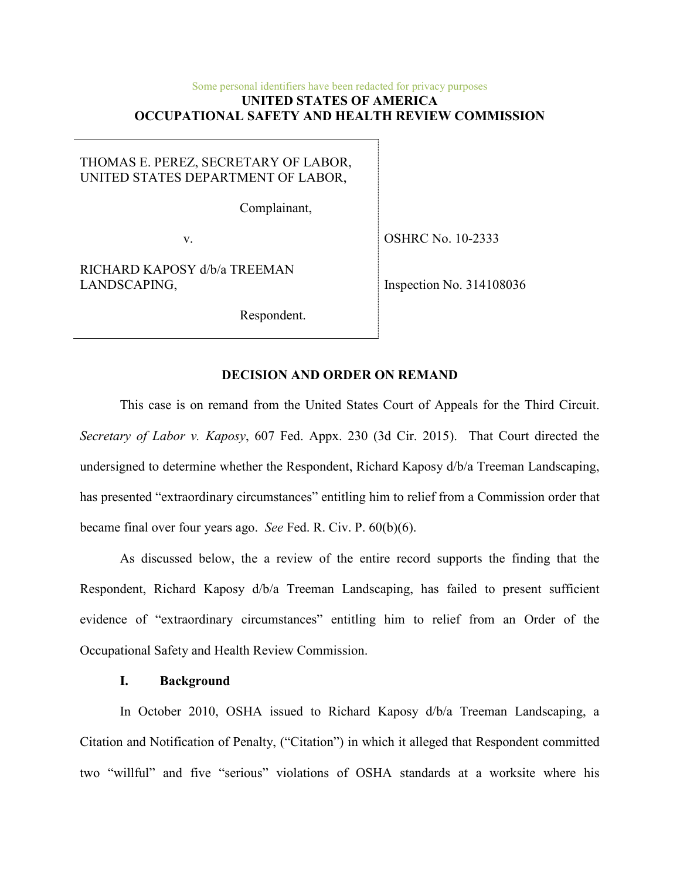Some personal identifiers have been redacted for privacy purposes

**UNITED STATES OF AMERICA**
**OCCUPATIONAL SAFETY AND HEALTH REVIEW COMMISSION**

| | |
|---|---|
| THOMAS E. PEREZ, SECRETARY OF LABOR, UNITED STATES DEPARTMENT OF LABOR, | |
| Complainant, | |
| v. | OSHRC No. 10-2333 |
| RICHARD KAPOSY d/b/a TREEMAN LANDSCAPING, | Inspection No. 314108036 |
| Respondent. | |

**DECISION AND ORDER ON REMAND**

This case is on remand from the United States Court of Appeals for the Third Circuit. *Secretary of Labor v. Kaposy*, 607 Fed. Appx. 230 (3d Cir. 2015). That Court directed the undersigned to determine whether the Respondent, Richard Kaposy d/b/a Treeman Landscaping, has presented "extraordinary circumstances" entitling him to relief from a Commission order that became final over four years ago. *See* Fed. R. Civ. P. 60(b)(6).

As discussed below, the a review of the entire record supports the finding that the Respondent, Richard Kaposy d/b/a Treeman Landscaping, has failed to present sufficient evidence of "extraordinary circumstances" entitling him to relief from an Order of the Occupational Safety and Health Review Commission.

**I. Background**

In October 2010, OSHA issued to Richard Kaposy d/b/a Treeman Landscaping, a Citation and Notification of Penalty, ("Citation") in which it alleged that Respondent committed two "willful" and five "serious" violations of OSHA standards at a worksite where his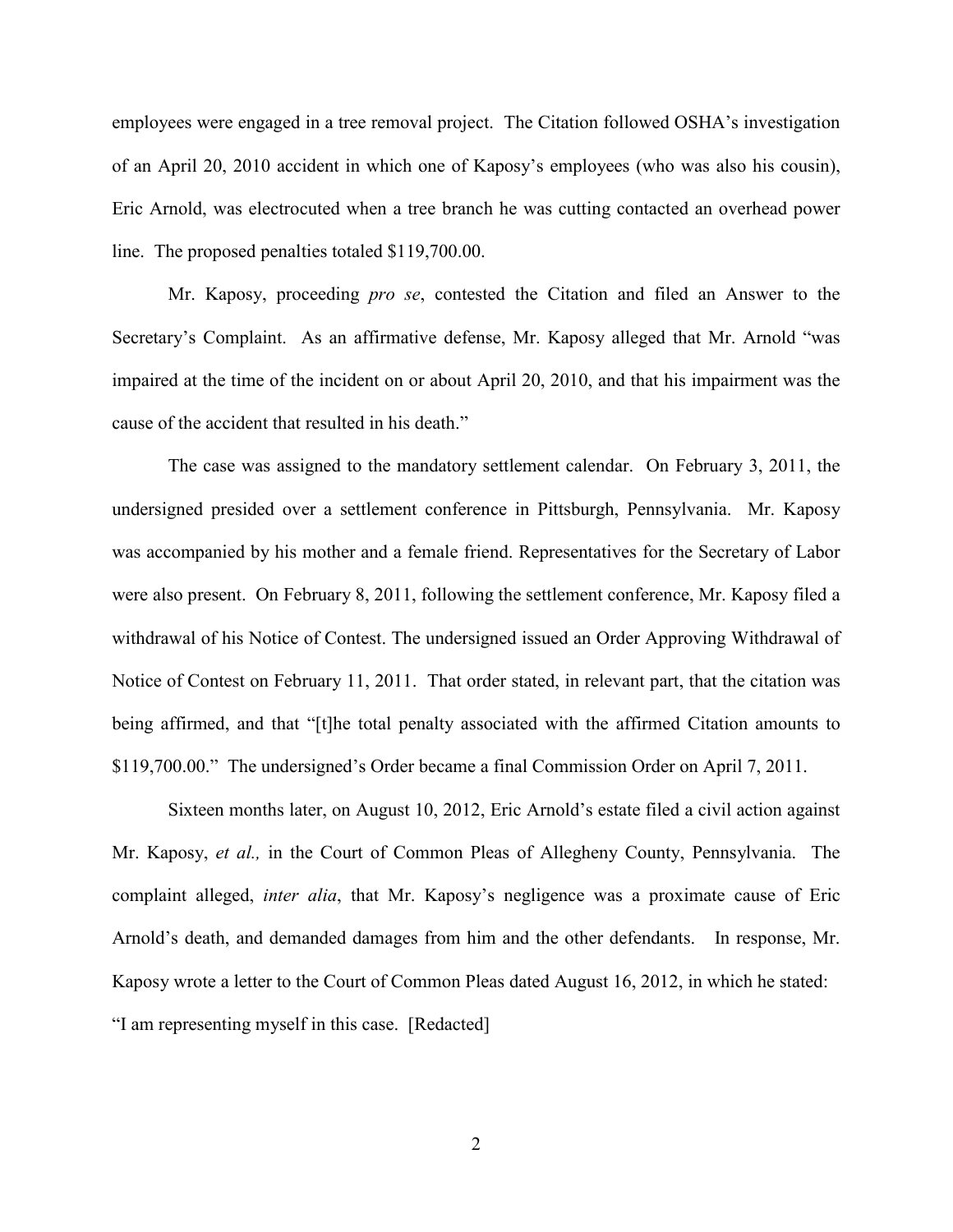employees were engaged in a tree removal project. The Citation followed OSHA's investigation of an April 20, 2010 accident in which one of Kaposy's employees (who was also his cousin), Eric Arnold, was electrocuted when a tree branch he was cutting contacted an overhead power line. The proposed penalties totaled $119,700.00.

Mr. Kaposy, proceeding *pro se*, contested the Citation and filed an Answer to the Secretary's Complaint. As an affirmative defense, Mr. Kaposy alleged that Mr. Arnold "was impaired at the time of the incident on or about April 20, 2010, and that his impairment was the cause of the accident that resulted in his death."

The case was assigned to the mandatory settlement calendar. On February 3, 2011, the undersigned presided over a settlement conference in Pittsburgh, Pennsylvania. Mr. Kaposy was accompanied by his mother and a female friend. Representatives for the Secretary of Labor were also present. On February 8, 2011, following the settlement conference, Mr. Kaposy filed a withdrawal of his Notice of Contest. The undersigned issued an Order Approving Withdrawal of Notice of Contest on February 11, 2011. That order stated, in relevant part, that the citation was being affirmed, and that "[t]he total penalty associated with the affirmed Citation amounts to $119,700.00." The undersigned's Order became a final Commission Order on April 7, 2011.

Sixteen months later, on August 10, 2012, Eric Arnold's estate filed a civil action against Mr. Kaposy, *et al.,* in the Court of Common Pleas of Allegheny County, Pennsylvania. The complaint alleged, *inter alia*, that Mr. Kaposy's negligence was a proximate cause of Eric Arnold's death, and demanded damages from him and the other defendants. In response, Mr. Kaposy wrote a letter to the Court of Common Pleas dated August 16, 2012, in which he stated: "I am representing myself in this case. [Redacted]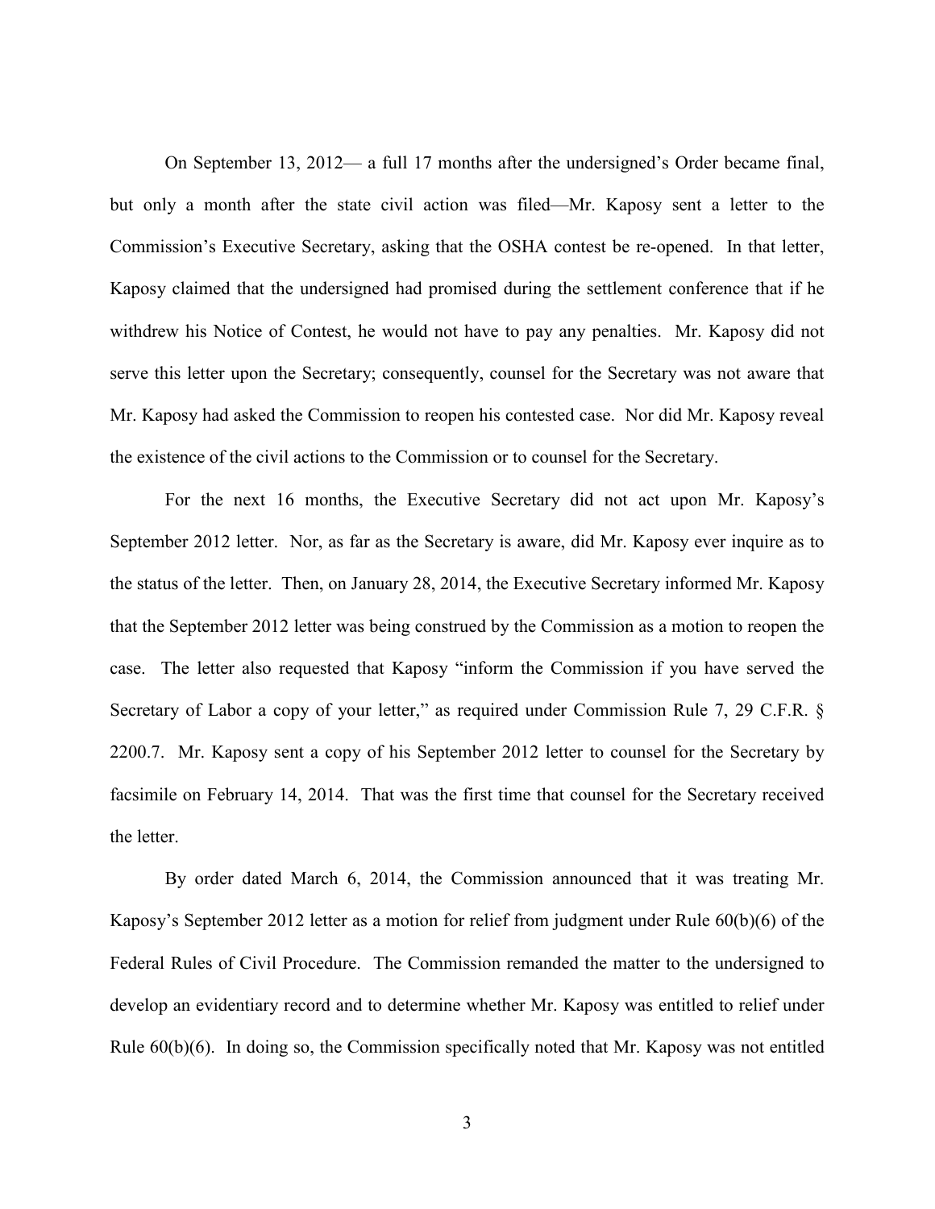On September 13, 2012— a full 17 months after the undersigned's Order became final, but only a month after the state civil action was filed—Mr. Kaposy sent a letter to the Commission's Executive Secretary, asking that the OSHA contest be re-opened. In that letter, Kaposy claimed that the undersigned had promised during the settlement conference that if he withdrew his Notice of Contest, he would not have to pay any penalties. Mr. Kaposy did not serve this letter upon the Secretary; consequently, counsel for the Secretary was not aware that Mr. Kaposy had asked the Commission to reopen his contested case. Nor did Mr. Kaposy reveal the existence of the civil actions to the Commission or to counsel for the Secretary.

For the next 16 months, the Executive Secretary did not act upon Mr. Kaposy's September 2012 letter. Nor, as far as the Secretary is aware, did Mr. Kaposy ever inquire as to the status of the letter. Then, on January 28, 2014, the Executive Secretary informed Mr. Kaposy that the September 2012 letter was being construed by the Commission as a motion to reopen the case. The letter also requested that Kaposy "inform the Commission if you have served the Secretary of Labor a copy of your letter," as required under Commission Rule 7, 29 C.F.R. § 2200.7. Mr. Kaposy sent a copy of his September 2012 letter to counsel for the Secretary by facsimile on February 14, 2014. That was the first time that counsel for the Secretary received the letter.

By order dated March 6, 2014, the Commission announced that it was treating Mr. Kaposy's September 2012 letter as a motion for relief from judgment under Rule 60(b)(6) of the Federal Rules of Civil Procedure. The Commission remanded the matter to the undersigned to develop an evidentiary record and to determine whether Mr. Kaposy was entitled to relief under Rule 60(b)(6). In doing so, the Commission specifically noted that Mr. Kaposy was not entitled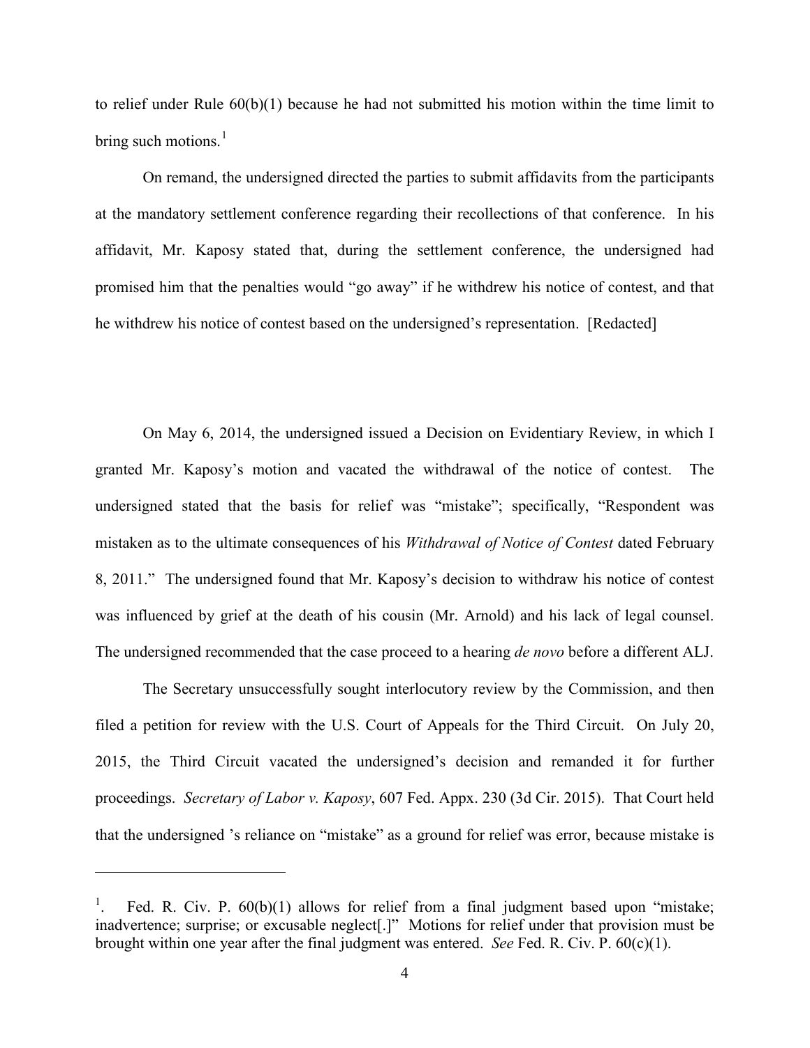to relief under Rule 60(b)(1) because he had not submitted his motion within the time limit to bring such motions.[1]

On remand, the undersigned directed the parties to submit affidavits from the participants at the mandatory settlement conference regarding their recollections of that conference. In his affidavit, Mr. Kaposy stated that, during the settlement conference, the undersigned had promised him that the penalties would "go away" if he withdrew his notice of contest, and that he withdrew his notice of contest based on the undersigned's representation. [Redacted]

On May 6, 2014, the undersigned issued a Decision on Evidentiary Review, in which I granted Mr. Kaposy's motion and vacated the withdrawal of the notice of contest. The undersigned stated that the basis for relief was "mistake"; specifically, "Respondent was mistaken as to the ultimate consequences of his *Withdrawal of Notice of Contest* dated February 8, 2011." The undersigned found that Mr. Kaposy's decision to withdraw his notice of contest was influenced by grief at the death of his cousin (Mr. Arnold) and his lack of legal counsel. The undersigned recommended that the case proceed to a hearing *de novo* before a different ALJ.

The Secretary unsuccessfully sought interlocutory review by the Commission, and then filed a petition for review with the U.S. Court of Appeals for the Third Circuit. On July 20, 2015, the Third Circuit vacated the undersigned's decision and remanded it for further proceedings. *Secretary of Labor v. Kaposy*, 607 Fed. Appx. 230 (3d Cir. 2015). That Court held that the undersigned 's reliance on "mistake" as a ground for relief was error, because mistake is

---

[1]. Fed. R. Civ. P. 60(b)(1) allows for relief from a final judgment based upon "mistake; inadvertence; surprise; or excusable neglect[.]" Motions for relief under that provision must be brought within one year after the final judgment was entered. *See* Fed. R. Civ. P. 60(c)(1).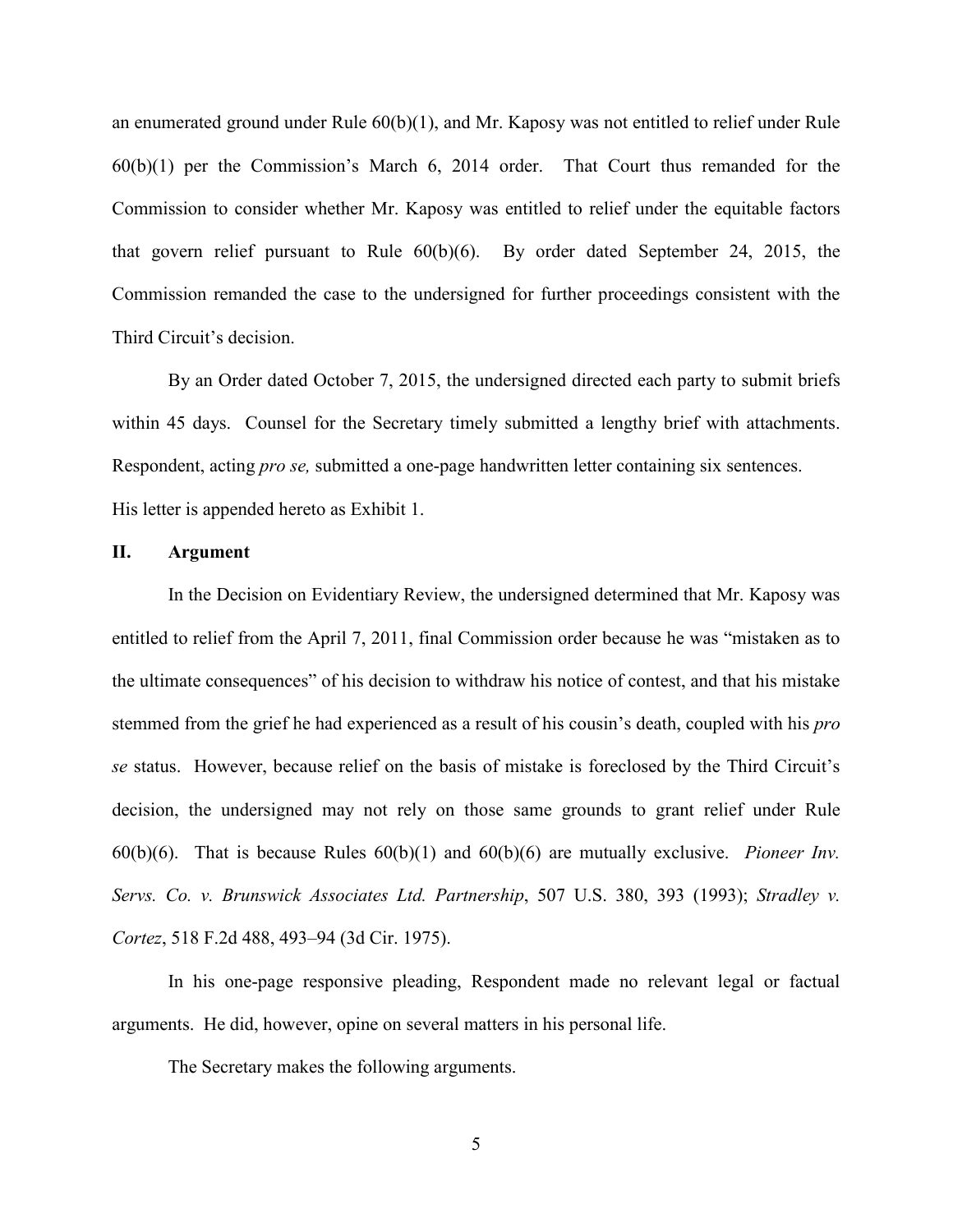an enumerated ground under Rule 60(b)(1), and Mr. Kaposy was not entitled to relief under Rule 60(b)(1) per the Commission's March 6, 2014 order. That Court thus remanded for the Commission to consider whether Mr. Kaposy was entitled to relief under the equitable factors that govern relief pursuant to Rule 60(b)(6). By order dated September 24, 2015, the Commission remanded the case to the undersigned for further proceedings consistent with the Third Circuit's decision.

By an Order dated October 7, 2015, the undersigned directed each party to submit briefs within 45 days. Counsel for the Secretary timely submitted a lengthy brief with attachments. Respondent, acting *pro se,* submitted a one-page handwritten letter containing six sentences. His letter is appended hereto as Exhibit 1.

## II. Argument

In the Decision on Evidentiary Review, the undersigned determined that Mr. Kaposy was entitled to relief from the April 7, 2011, final Commission order because he was "mistaken as to the ultimate consequences" of his decision to withdraw his notice of contest, and that his mistake stemmed from the grief he had experienced as a result of his cousin's death, coupled with his *pro se* status. However, because relief on the basis of mistake is foreclosed by the Third Circuit's decision, the undersigned may not rely on those same grounds to grant relief under Rule 60(b)(6). That is because Rules 60(b)(1) and 60(b)(6) are mutually exclusive. *Pioneer Inv. Servs. Co. v. Brunswick Associates Ltd. Partnership*, 507 U.S. 380, 393 (1993); *Stradley v. Cortez*, 518 F.2d 488, 493–94 (3d Cir. 1975).

In his one-page responsive pleading, Respondent made no relevant legal or factual arguments. He did, however, opine on several matters in his personal life.

The Secretary makes the following arguments.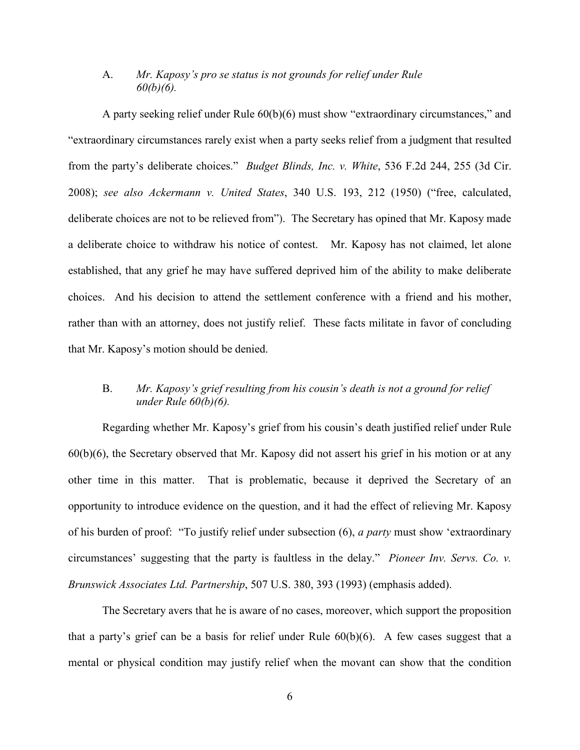A. *Mr. Kaposy's pro se status is not grounds for relief under Rule 60(b)(6).*

A party seeking relief under Rule 60(b)(6) must show "extraordinary circumstances," and "extraordinary circumstances rarely exist when a party seeks relief from a judgment that resulted from the party's deliberate choices." *Budget Blinds, Inc. v. White*, 536 F.2d 244, 255 (3d Cir. 2008); *see also Ackermann v. United States*, 340 U.S. 193, 212 (1950) ("free, calculated, deliberate choices are not to be relieved from"). The Secretary has opined that Mr. Kaposy made a deliberate choice to withdraw his notice of contest. Mr. Kaposy has not claimed, let alone established, that any grief he may have suffered deprived him of the ability to make deliberate choices. And his decision to attend the settlement conference with a friend and his mother, rather than with an attorney, does not justify relief. These facts militate in favor of concluding that Mr. Kaposy's motion should be denied.

B. *Mr. Kaposy's grief resulting from his cousin's death is not a ground for relief under Rule 60(b)(6).*

Regarding whether Mr. Kaposy's grief from his cousin's death justified relief under Rule 60(b)(6), the Secretary observed that Mr. Kaposy did not assert his grief in his motion or at any other time in this matter. That is problematic, because it deprived the Secretary of an opportunity to introduce evidence on the question, and it had the effect of relieving Mr. Kaposy of his burden of proof: "To justify relief under subsection (6), *a party* must show 'extraordinary circumstances' suggesting that the party is faultless in the delay." *Pioneer Inv. Servs. Co. v. Brunswick Associates Ltd. Partnership*, 507 U.S. 380, 393 (1993) (emphasis added).

The Secretary avers that he is aware of no cases, moreover, which support the proposition that a party's grief can be a basis for relief under Rule 60(b)(6). A few cases suggest that a mental or physical condition may justify relief when the movant can show that the condition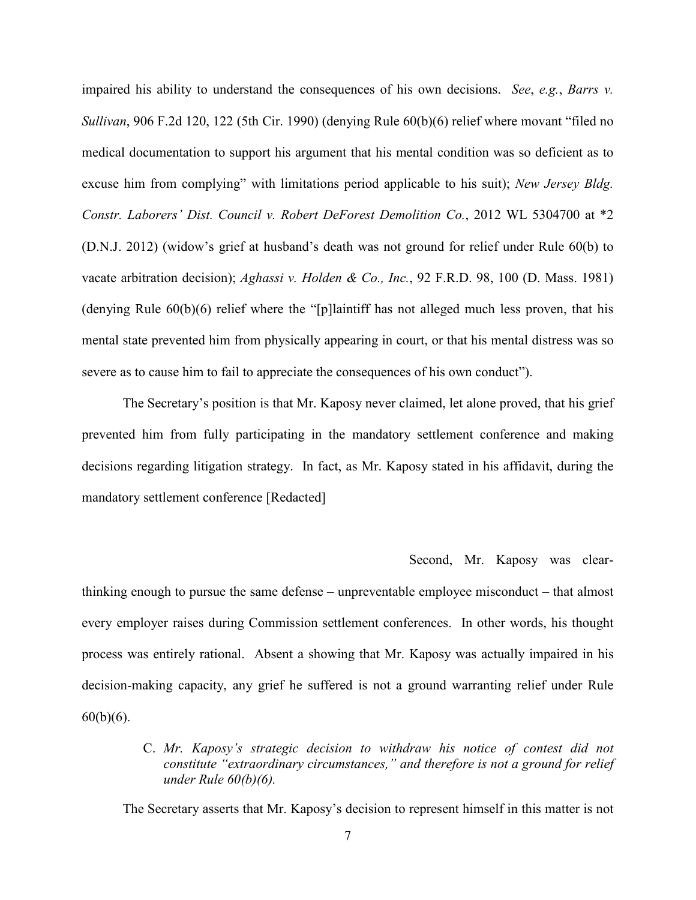impaired his ability to understand the consequences of his own decisions. *See*, *e.g.*, *Barrs v. Sullivan*, 906 F.2d 120, 122 (5th Cir. 1990) (denying Rule 60(b)(6) relief where movant "filed no medical documentation to support his argument that his mental condition was so deficient as to excuse him from complying" with limitations period applicable to his suit); *New Jersey Bldg. Constr. Laborers' Dist. Council v. Robert DeForest Demolition Co.*, 2012 WL 5304700 at *2 (D.N.J. 2012) (widow's grief at husband's death was not ground for relief under Rule 60(b) to vacate arbitration decision); *Aghassi v. Holden & Co., Inc.*, 92 F.R.D. 98, 100 (D. Mass. 1981) (denying Rule 60(b)(6) relief where the "[p]laintiff has not alleged much less proven, that his mental state prevented him from physically appearing in court, or that his mental distress was so severe as to cause him to fail to appreciate the consequences of his own conduct").

The Secretary's position is that Mr. Kaposy never claimed, let alone proved, that his grief prevented him from fully participating in the mandatory settlement conference and making decisions regarding litigation strategy. In fact, as Mr. Kaposy stated in his affidavit, during the mandatory settlement conference [Redacted]

Second, Mr. Kaposy was clear-thinking enough to pursue the same defense – unpreventable employee misconduct – that almost every employer raises during Commission settlement conferences. In other words, his thought process was entirely rational. Absent a showing that Mr. Kaposy was actually impaired in his decision-making capacity, any grief he suffered is not a ground warranting relief under Rule 60(b)(6).

C. *Mr. Kaposy's strategic decision to withdraw his notice of contest did not constitute "extraordinary circumstances," and therefore is not a ground for relief under Rule 60(b)(6).*

The Secretary asserts that Mr. Kaposy's decision to represent himself in this matter is not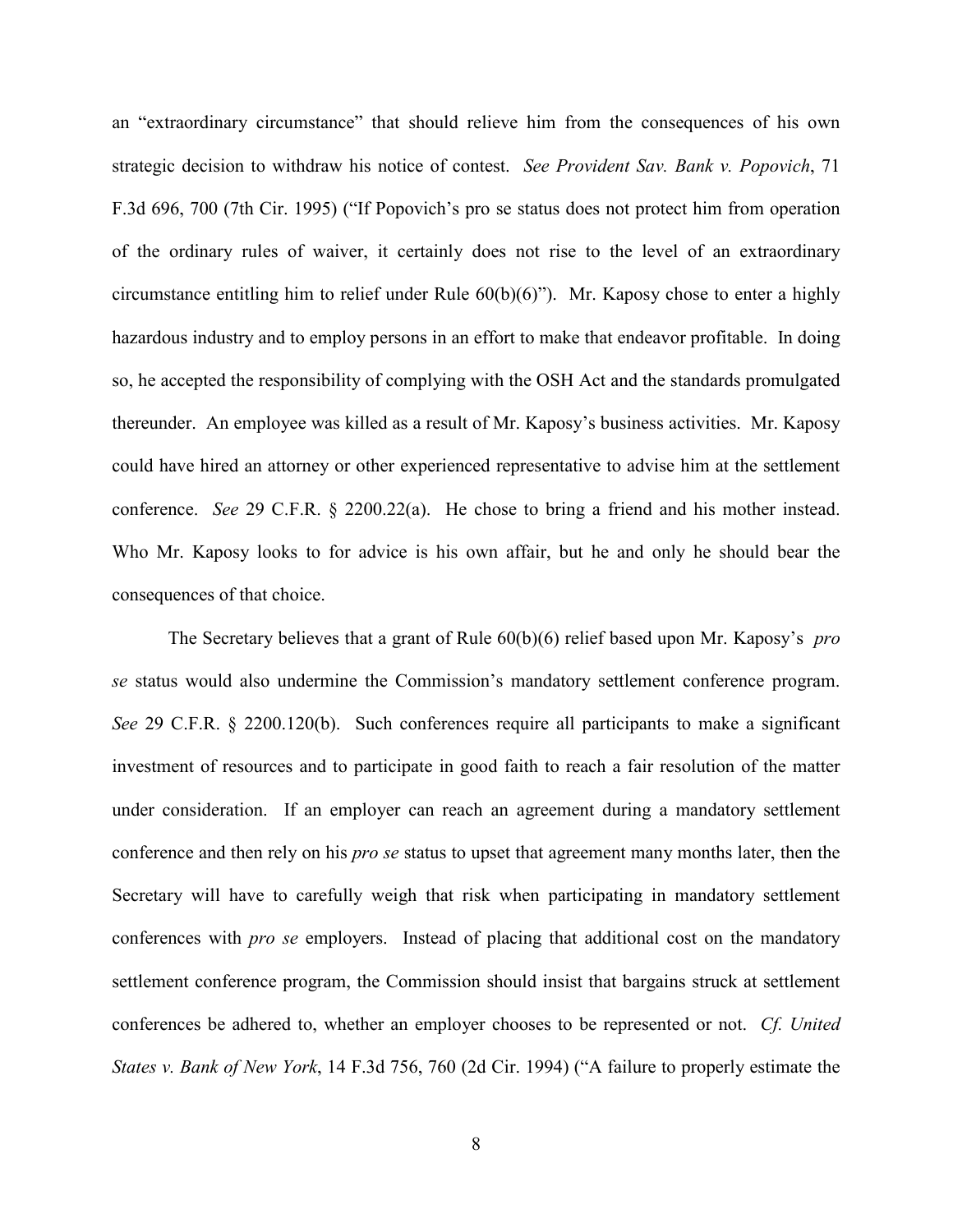an "extraordinary circumstance" that should relieve him from the consequences of his own strategic decision to withdraw his notice of contest. *See Provident Sav. Bank v. Popovich*, 71 F.3d 696, 700 (7th Cir. 1995) ("If Popovich's pro se status does not protect him from operation of the ordinary rules of waiver, it certainly does not rise to the level of an extraordinary circumstance entitling him to relief under Rule 60(b)(6)"). Mr. Kaposy chose to enter a highly hazardous industry and to employ persons in an effort to make that endeavor profitable. In doing so, he accepted the responsibility of complying with the OSH Act and the standards promulgated thereunder. An employee was killed as a result of Mr. Kaposy's business activities. Mr. Kaposy could have hired an attorney or other experienced representative to advise him at the settlement conference. *See* 29 C.F.R. § 2200.22(a). He chose to bring a friend and his mother instead. Who Mr. Kaposy looks to for advice is his own affair, but he and only he should bear the consequences of that choice.

The Secretary believes that a grant of Rule 60(b)(6) relief based upon Mr. Kaposy's *pro se* status would also undermine the Commission's mandatory settlement conference program. *See* 29 C.F.R. § 2200.120(b). Such conferences require all participants to make a significant investment of resources and to participate in good faith to reach a fair resolution of the matter under consideration. If an employer can reach an agreement during a mandatory settlement conference and then rely on his *pro se* status to upset that agreement many months later, then the Secretary will have to carefully weigh that risk when participating in mandatory settlement conferences with *pro se* employers. Instead of placing that additional cost on the mandatory settlement conference program, the Commission should insist that bargains struck at settlement conferences be adhered to, whether an employer chooses to be represented or not. *Cf. United States v. Bank of New York*, 14 F.3d 756, 760 (2d Cir. 1994) ("A failure to properly estimate the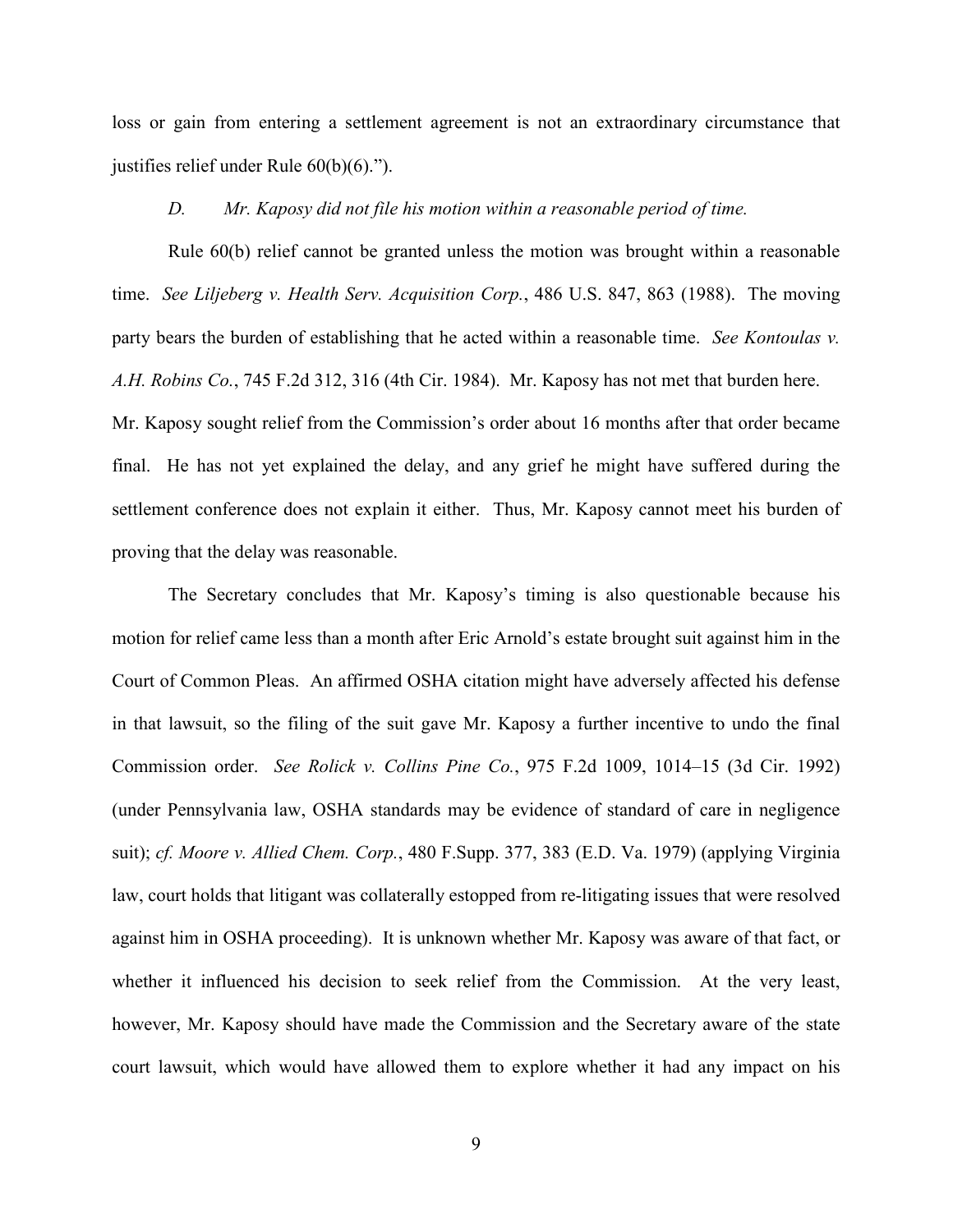loss or gain from entering a settlement agreement is not an extraordinary circumstance that justifies relief under Rule 60(b)(6).").

*D. Mr. Kaposy did not file his motion within a reasonable period of time.*

Rule 60(b) relief cannot be granted unless the motion was brought within a reasonable time. *See Liljeberg v. Health Serv. Acquisition Corp.*, 486 U.S. 847, 863 (1988). The moving party bears the burden of establishing that he acted within a reasonable time. *See Kontoulas v. A.H. Robins Co.*, 745 F.2d 312, 316 (4th Cir. 1984). Mr. Kaposy has not met that burden here. Mr. Kaposy sought relief from the Commission's order about 16 months after that order became final. He has not yet explained the delay, and any grief he might have suffered during the settlement conference does not explain it either. Thus, Mr. Kaposy cannot meet his burden of proving that the delay was reasonable.

The Secretary concludes that Mr. Kaposy's timing is also questionable because his motion for relief came less than a month after Eric Arnold's estate brought suit against him in the Court of Common Pleas. An affirmed OSHA citation might have adversely affected his defense in that lawsuit, so the filing of the suit gave Mr. Kaposy a further incentive to undo the final Commission order. *See Rolick v. Collins Pine Co.*, 975 F.2d 1009, 1014–15 (3d Cir. 1992) (under Pennsylvania law, OSHA standards may be evidence of standard of care in negligence suit); *cf. Moore v. Allied Chem. Corp.*, 480 F.Supp. 377, 383 (E.D. Va. 1979) (applying Virginia law, court holds that litigant was collaterally estopped from re-litigating issues that were resolved against him in OSHA proceeding). It is unknown whether Mr. Kaposy was aware of that fact, or whether it influenced his decision to seek relief from the Commission. At the very least, however, Mr. Kaposy should have made the Commission and the Secretary aware of the state court lawsuit, which would have allowed them to explore whether it had any impact on his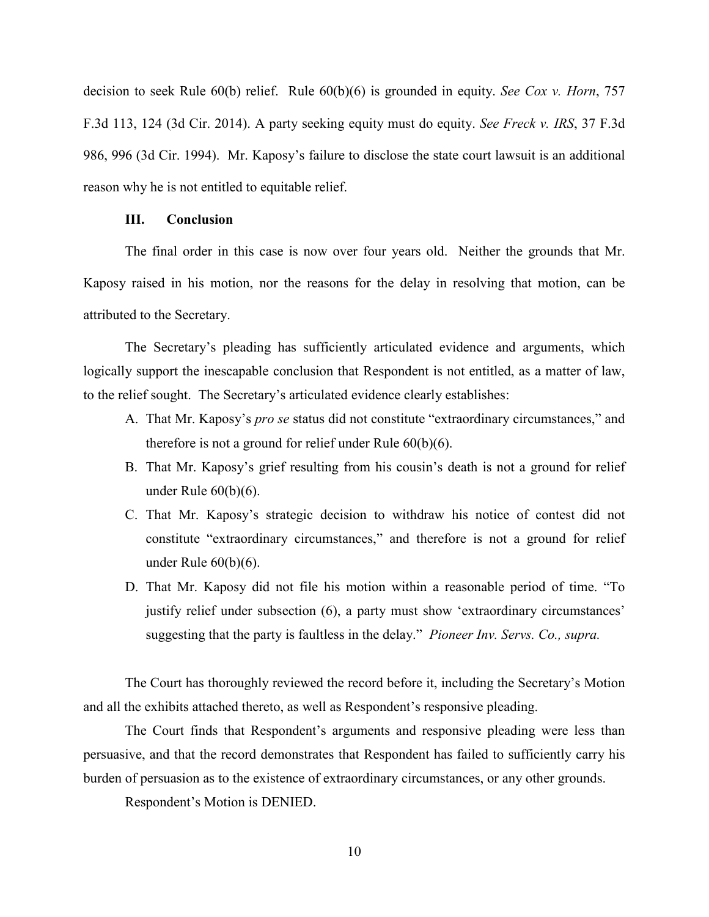decision to seek Rule 60(b) relief. Rule 60(b)(6) is grounded in equity. *See Cox v. Horn*, 757 F.3d 113, 124 (3d Cir. 2014). A party seeking equity must do equity. *See Freck v. IRS*, 37 F.3d 986, 996 (3d Cir. 1994). Mr. Kaposy's failure to disclose the state court lawsuit is an additional reason why he is not entitled to equitable relief.

## III. Conclusion

The final order in this case is now over four years old. Neither the grounds that Mr. Kaposy raised in his motion, nor the reasons for the delay in resolving that motion, can be attributed to the Secretary.

The Secretary's pleading has sufficiently articulated evidence and arguments, which logically support the inescapable conclusion that Respondent is not entitled, as a matter of law, to the relief sought. The Secretary's articulated evidence clearly establishes:

A. That Mr. Kaposy's *pro se* status did not constitute "extraordinary circumstances," and therefore is not a ground for relief under Rule 60(b)(6).

B. That Mr. Kaposy's grief resulting from his cousin's death is not a ground for relief under Rule 60(b)(6).

C. That Mr. Kaposy's strategic decision to withdraw his notice of contest did not constitute "extraordinary circumstances," and therefore is not a ground for relief under Rule 60(b)(6).

D. That Mr. Kaposy did not file his motion within a reasonable period of time. "To justify relief under subsection (6), a party must show 'extraordinary circumstances' suggesting that the party is faultless in the delay." *Pioneer Inv. Servs. Co., supra.*

The Court has thoroughly reviewed the record before it, including the Secretary's Motion and all the exhibits attached thereto, as well as Respondent's responsive pleading.

The Court finds that Respondent's arguments and responsive pleading were less than persuasive, and that the record demonstrates that Respondent has failed to sufficiently carry his burden of persuasion as to the existence of extraordinary circumstances, or any other grounds.

Respondent's Motion is DENIED.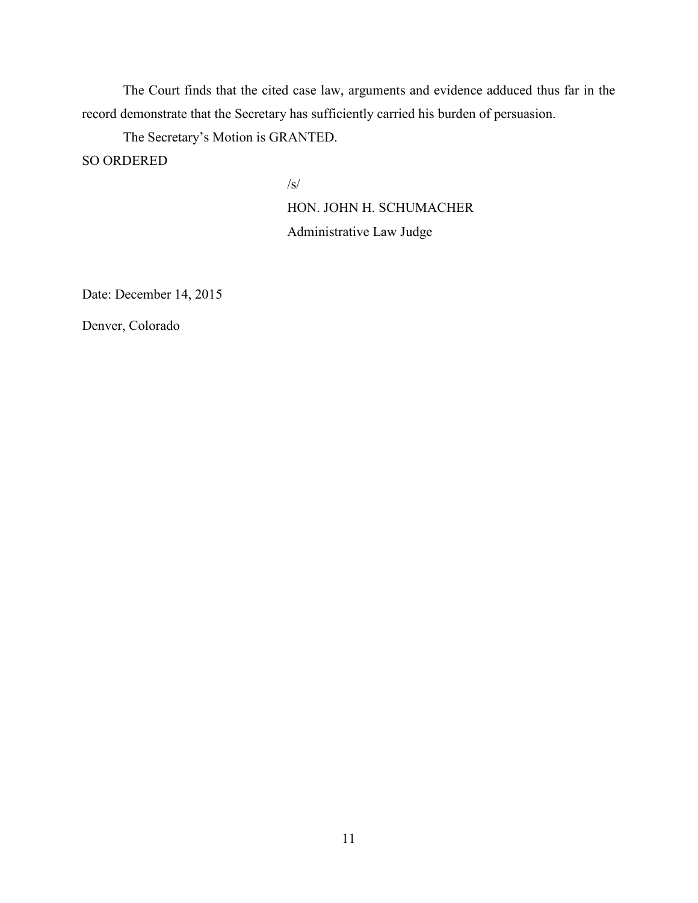The Court finds that the cited case law, arguments and evidence adduced thus far in the record demonstrate that the Secretary has sufficiently carried his burden of persuasion.

The Secretary's Motion is GRANTED.

SO ORDERED

/s/

HON. JOHN H. SCHUMACHER

Administrative Law Judge

Date: December 14, 2015

Denver, Colorado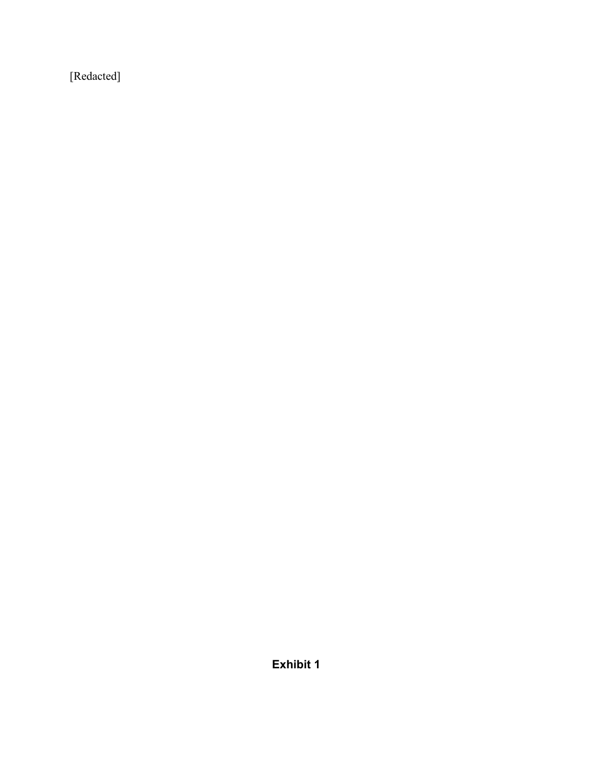[Redacted]

**Exhibit 1**